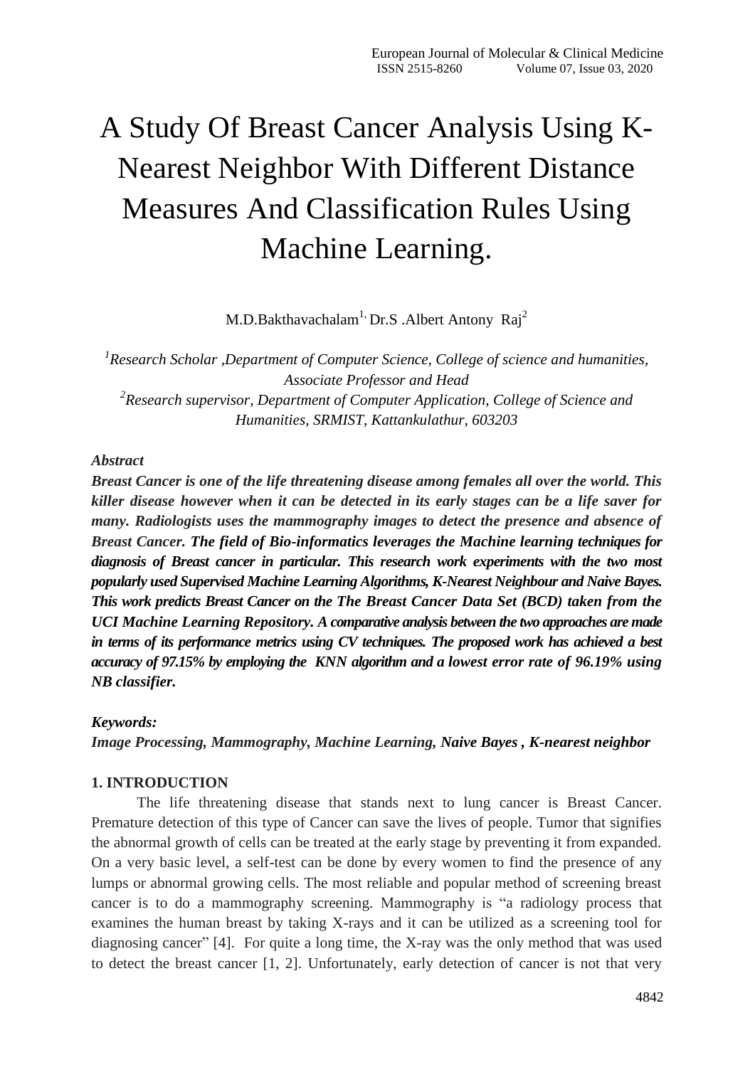# A Study Of Breast Cancer Analysis Using K-Nearest Neighbor With Different Distance Measures And Classification Rules Using Machine Learning.

M.D.Bakthavachalam[1,] Dr.S .Albert Antony Raj[2]

[1]*Research Scholar ,Department of Computer Science, College of science and humanities, Associate Professor and Head*

[2]*Research supervisor, Department of Computer Application, College of Science and Humanities, SRMIST, Kattankulathur, 603203*

*Abstract*

***Breast Cancer is one of the life threatening disease among females all over the world. This killer disease however when it can be detected in its early stages can be a life saver for many. Radiologists uses the mammography images to detect the presence and absence of Breast Cancer. The field of Bio-informatics leverages the Machine learning techniques for diagnosis of Breast cancer in particular. This research work experiments with the two most popularly used Supervised Machine Learning Algorithms, K-Nearest Neighbour and Naive Bayes. This work predicts Breast Cancer on the The Breast Cancer Data Set (BCD) taken from the UCI Machine Learning Repository. A comparative analysis between the two approaches are made in terms of its performance metrics using CV techniques. The proposed work has achieved a best accuracy of 97.15% by employing the KNN algorithm and a lowest error rate of 96.19% using NB classifier.***

***Keywords:***

***Image Processing, Mammography, Machine Learning, Naive Bayes , K-nearest neighbor***

**1. INTRODUCTION**

The life threatening disease that stands next to lung cancer is Breast Cancer. Premature detection of this type of Cancer can save the lives of people. Tumor that signifies the abnormal growth of cells can be treated at the early stage by preventing it from expanded. On a very basic level, a self-test can be done by every women to find the presence of any lumps or abnormal growing cells. The most reliable and popular method of screening breast cancer is to do a mammography screening. Mammography is "a radiology process that examines the human breast by taking X-rays and it can be utilized as a screening tool for diagnosing cancer" [4]. For quite a long time, the X-ray was the only method that was used to detect the breast cancer [1, 2]. Unfortunately, early detection of cancer is not that very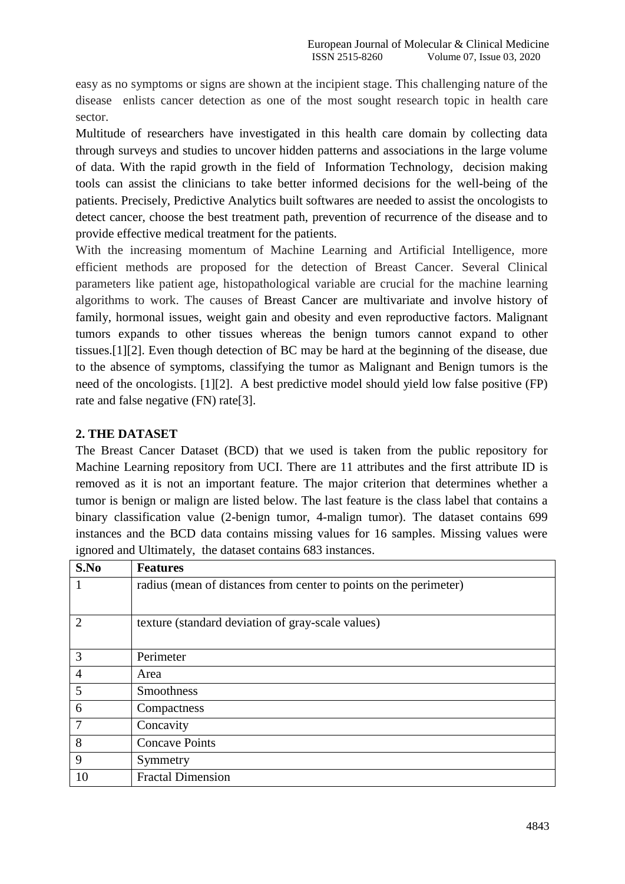easy as no symptoms or signs are shown at the incipient stage. This challenging nature of the disease enlists cancer detection as one of the most sought research topic in health care sector.

Multitude of researchers have investigated in this health care domain by collecting data through surveys and studies to uncover hidden patterns and associations in the large volume of data. With the rapid growth in the field of Information Technology, decision making tools can assist the clinicians to take better informed decisions for the well-being of the patients. Precisely, Predictive Analytics built softwares are needed to assist the oncologists to detect cancer, choose the best treatment path, prevention of recurrence of the disease and to provide effective medical treatment for the patients.

With the increasing momentum of Machine Learning and Artificial Intelligence, more efficient methods are proposed for the detection of Breast Cancer. Several Clinical parameters like patient age, histopathological variable are crucial for the machine learning algorithms to work. The causes of Breast Cancer are multivariate and involve history of family, hormonal issues, weight gain and obesity and even reproductive factors. Malignant tumors expands to other tissues whereas the benign tumors cannot expand to other tissues.[1][2]. Even though detection of BC may be hard at the beginning of the disease, due to the absence of symptoms, classifying the tumor as Malignant and Benign tumors is the need of the oncologists. [1][2]. A best predictive model should yield low false positive (FP) rate and false negative (FN) rate[3].

## 2. THE DATASET

The Breast Cancer Dataset (BCD) that we used is taken from the public repository for Machine Learning repository from UCI. There are 11 attributes and the first attribute ID is removed as it is not an important feature. The major criterion that determines whether a tumor is benign or malign are listed below. The last feature is the class label that contains a binary classification value (2-benign tumor, 4-malign tumor). The dataset contains 699 instances and the BCD data contains missing values for 16 samples. Missing values were ignored and Ultimately, the dataset contains 683 instances.

| S.No | Features |
|---|---|
| 1 | radius (mean of distances from center to points on the perimeter) |
| 2 | texture (standard deviation of gray-scale values) |
| 3 | Perimeter |
| 4 | Area |
| 5 | Smoothness |
| 6 | Compactness |
| 7 | Concavity |
| 8 | Concave Points |
| 9 | Symmetry |
| 10 | Fractal Dimension |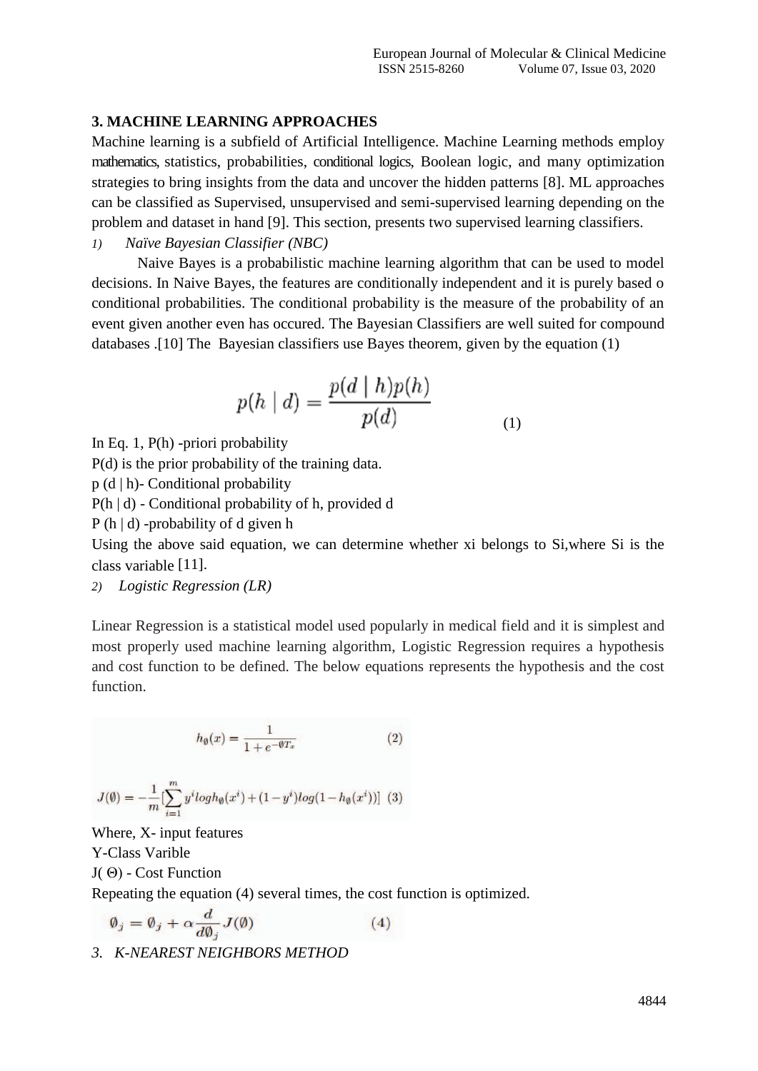## 3. MACHINE LEARNING APPROACHES

Machine learning is a subfield of Artificial Intelligence. Machine Learning methods employ mathematics, statistics, probabilities, conditional logics, Boolean logic, and many optimization strategies to bring insights from the data and uncover the hidden patterns [8]. ML approaches can be classified as Supervised, unsupervised and semi-supervised learning depending on the problem and dataset in hand [9]. This section, presents two supervised learning classifiers.

*1) Naïve Bayesian Classifier (NBC)*

Naive Bayes is a probabilistic machine learning algorithm that can be used to model decisions. In Naive Bayes, the features are conditionally independent and it is purely based o conditional probabilities. The conditional probability is the measure of the probability of an event given another even has occured. The Bayesian Classifiers are well suited for compound databases .[10] The Bayesian classifiers use Bayes theorem, given by the equation (1)

$$p(h \mid d) = \frac{p(d \mid h)p(h)}{p(d)} \tag{1}$$

In Eq. 1, P(h) -priori probability

P(d) is the prior probability of the training data.

p (d | h)- Conditional probability

P(h | d) - Conditional probability of h, provided d

P (h | d) -probability of d given h

Using the above said equation, we can determine whether xi belongs to Si,where Si is the class variable [11].

*2) Logistic Regression (LR)*

Linear Regression is a statistical model used popularly in medical field and it is simplest and most properly used machine learning algorithm, Logistic Regression requires a hypothesis and cost function to be defined. The below equations represents the hypothesis and the cost function.

$$h_\emptyset(x) = \frac{1}{1 + e^{-\emptyset T_x}} \tag{2}$$

$$J(\emptyset) = -\frac{1}{m}\left[\sum_{i=1}^{m} y^i log h_\emptyset(x^i) + (1 - y^i) log(1 - h_\emptyset(x^i))\right] \tag{3}$$

Where, X- input features

Y-Class Varible

J( Θ) - Cost Function

Repeating the equation (4) several times, the cost function is optimized.

$$\emptyset_j = \emptyset_j + \alpha \frac{d}{d\emptyset_j} J(\emptyset) \tag{4}$$

*3. K-NEAREST NEIGHBORS METHOD*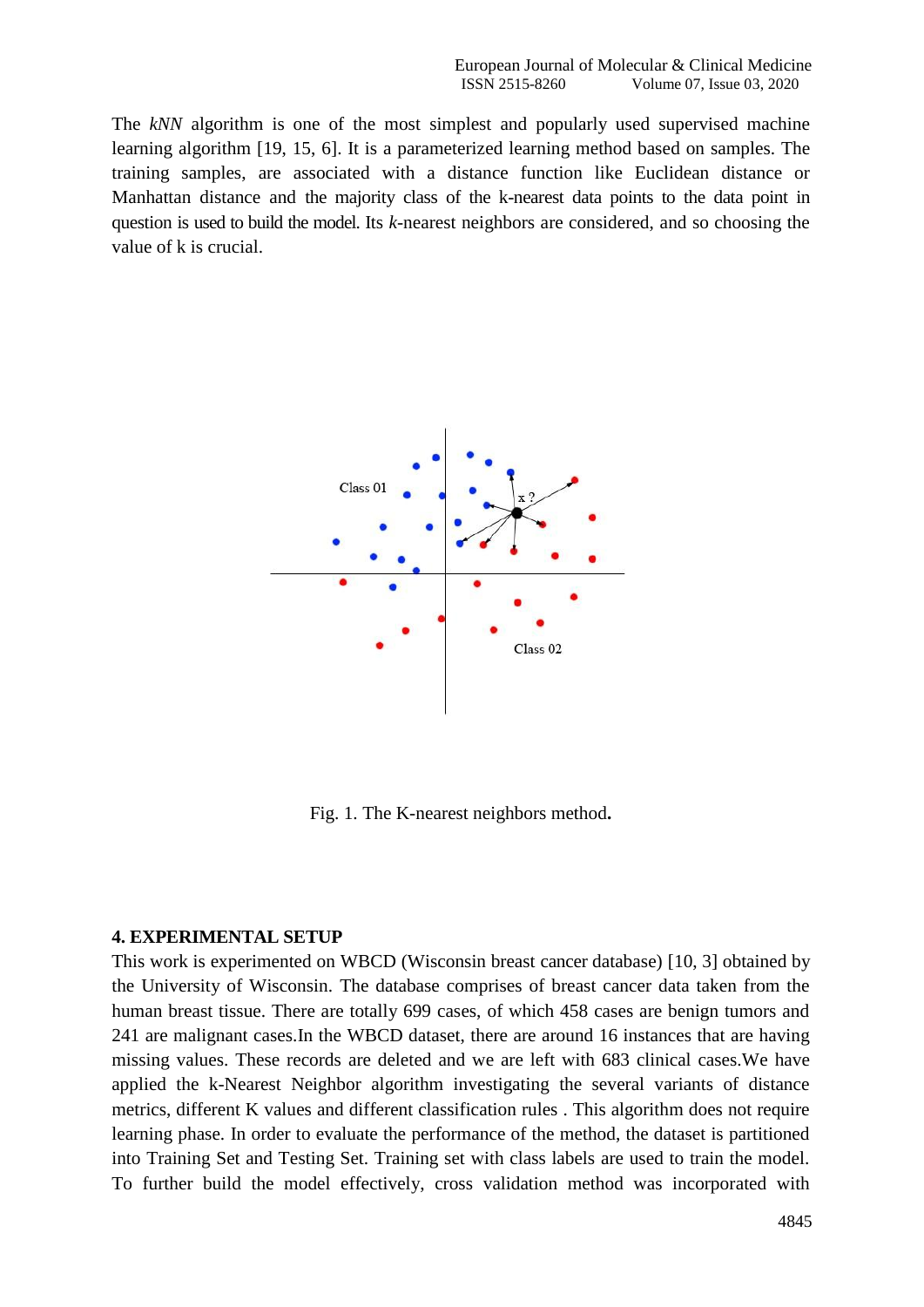The *kNN* algorithm is one of the most simplest and popularly used supervised machine learning algorithm [19, 15, 6]. It is a parameterized learning method based on samples. The training samples, are associated with a distance function like Euclidean distance or Manhattan distance and the majority class of the k-nearest data points to the data point in question is used to build the model. Its *k*-nearest neighbors are considered, and so choosing the value of k is crucial.

Fig. 1. The K-nearest neighbors method**.**

## 4. EXPERIMENTAL SETUP

This work is experimented on WBCD (Wisconsin breast cancer database) [10, 3] obtained by the University of Wisconsin. The database comprises of breast cancer data taken from the human breast tissue. There are totally 699 cases, of which 458 cases are benign tumors and 241 are malignant cases.In the WBCD dataset, there are around 16 instances that are having missing values. These records are deleted and we are left with 683 clinical cases.We have applied the k-Nearest Neighbor algorithm investigating the several variants of distance metrics, different K values and different classification rules . This algorithm does not require learning phase. In order to evaluate the performance of the method, the dataset is partitioned into Training Set and Testing Set. Training set with class labels are used to train the model. To further build the model effectively, cross validation method was incorporated with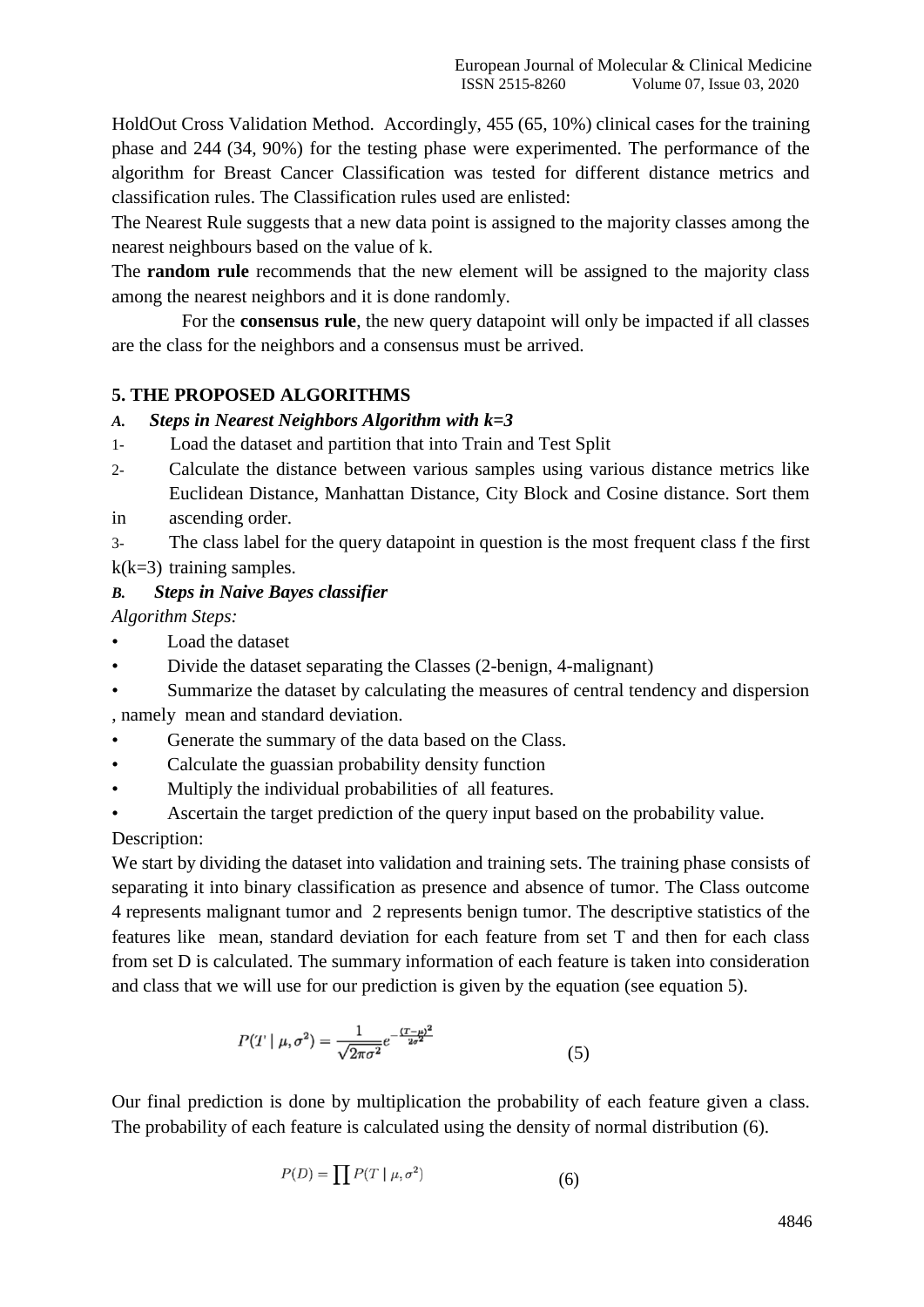HoldOut Cross Validation Method. Accordingly, 455 (65, 10%) clinical cases for the training phase and 244 (34, 90%) for the testing phase were experimented. The performance of the algorithm for Breast Cancer Classification was tested for different distance metrics and classification rules. The Classification rules used are enlisted:

The Nearest Rule suggests that a new data point is assigned to the majority classes among the nearest neighbours based on the value of k.

The **random rule** recommends that the new element will be assigned to the majority class among the nearest neighbors and it is done randomly.

For the **consensus rule**, the new query datapoint will only be impacted if all classes are the class for the neighbors and a consensus must be arrived.

## 5. THE PROPOSED ALGORITHMS

### *A. Steps in Nearest Neighbors Algorithm with k=3*

1- Load the dataset and partition that into Train and Test Split

2- Calculate the distance between various samples using various distance metrics like Euclidean Distance, Manhattan Distance, City Block and Cosine distance. Sort them in ascending order.

3- The class label for the query datapoint in question is the most frequent class f the first k(k=3) training samples.

### *B. Steps in Naive Bayes classifier*

*Algorithm Steps:*

- Load the dataset
- Divide the dataset separating the Classes (2-benign, 4-malignant)
- Summarize the dataset by calculating the measures of central tendency and dispersion , namely mean and standard deviation.
- Generate the summary of the data based on the Class.
- Calculate the guassian probability density function
- Multiply the individual probabilities of all features.
- Ascertain the target prediction of the query input based on the probability value.

Description:

We start by dividing the dataset into validation and training sets. The training phase consists of separating it into binary classification as presence and absence of tumor. The Class outcome 4 represents malignant tumor and 2 represents benign tumor. The descriptive statistics of the features like mean, standard deviation for each feature from set T and then for each class from set D is calculated. The summary information of each feature is taken into consideration and class that we will use for our prediction is given by the equation (see equation 5).

$$P(T \mid \mu, \sigma^2) = \frac{1}{\sqrt{2\pi\sigma^2}} e^{-\frac{(T-\mu)^2}{2\sigma^2}} \qquad (5)$$

Our final prediction is done by multiplication the probability of each feature given a class. The probability of each feature is calculated using the density of normal distribution (6).

$$P(D) = \prod P(T \mid \mu, \sigma^2) \qquad (6)$$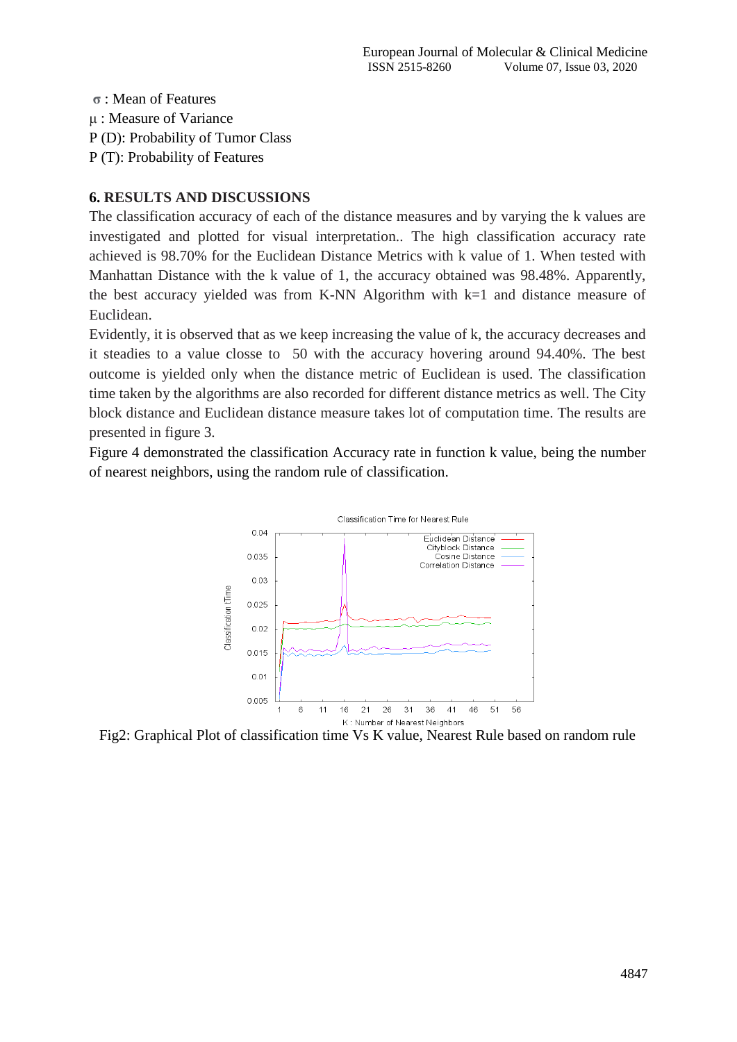$\sigma$ : Mean of Features

$\mu$ : Measure of Variance

P (D): Probability of Tumor Class

P (T): Probability of Features

## 6. RESULTS AND DISCUSSIONS

The classification accuracy of each of the distance measures and by varying the k values are investigated and plotted for visual interpretation.. The high classification accuracy rate achieved is 98.70% for the Euclidean Distance Metrics with k value of 1. When tested with Manhattan Distance with the k value of 1, the accuracy obtained was 98.48%. Apparently, the best accuracy yielded was from K-NN Algorithm with k=1 and distance measure of Euclidean.

Evidently, it is observed that as we keep increasing the value of k, the accuracy decreases and it steadies to a value closse to 50 with the accuracy hovering around 94.40%. The best outcome is yielded only when the distance metric of Euclidean is used. The classification time taken by the algorithms are also recorded for different distance metrics as well. The City block distance and Euclidean distance measure takes lot of computation time. The results are presented in figure 3.

Figure 4 demonstrated the classification Accuracy rate in function k value, being the number of nearest neighbors, using the random rule of classification.

Fig2: Graphical Plot of classification time Vs K value, Nearest Rule based on random rule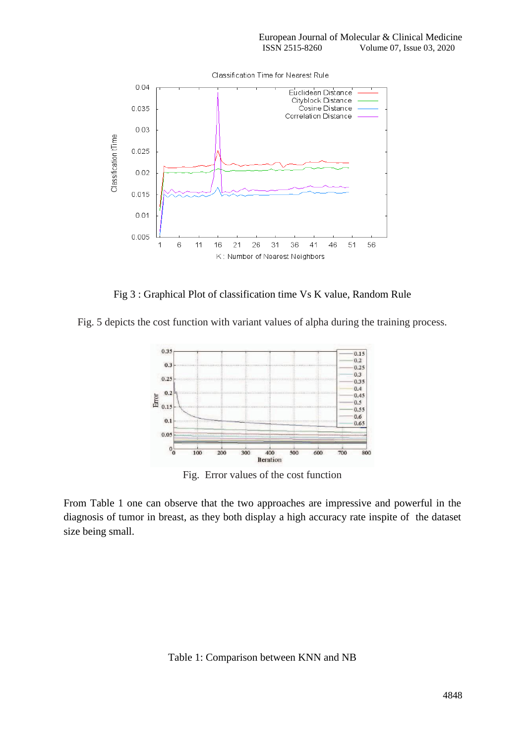Fig 3 : Graphical Plot of classification time Vs K value, Random Rule

Fig. 5 depicts the cost function with variant values of alpha during the training process.

Fig. Error values of the cost function

From Table 1 one can observe that the two approaches are impressive and powerful in the diagnosis of tumor in breast, as they both display a high accuracy rate inspite of the dataset size being small.

Table 1: Comparison between KNN and NB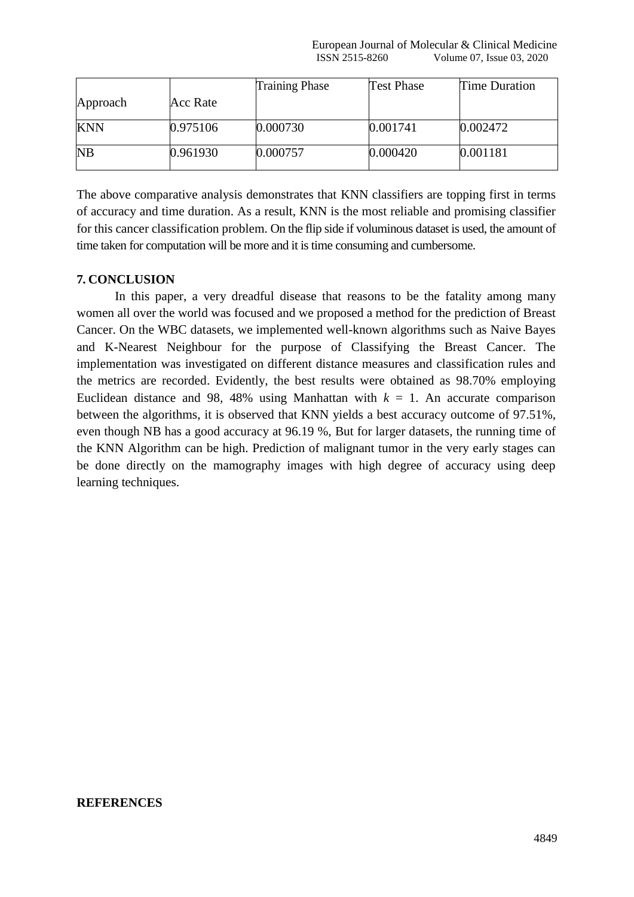| Approach | Acc Rate | Training Phase | Test Phase | Time Duration |
|---|---|---|---|---|
| KNN | 0.975106 | 0.000730 | 0.001741 | 0.002472 |
| NB | 0.961930 | 0.000757 | 0.000420 | 0.001181 |

The above comparative analysis demonstrates that KNN classifiers are topping first in terms of accuracy and time duration. As a result, KNN is the most reliable and promising classifier for this cancer classification problem. On the flip side if voluminous dataset is used, the amount of time taken for computation will be more and it is time consuming and cumbersome.

## 7. CONCLUSION

In this paper, a very dreadful disease that reasons to be the fatality among many women all over the world was focused and we proposed a method for the prediction of Breast Cancer. On the WBC datasets, we implemented well-known algorithms such as Naive Bayes and K-Nearest Neighbour for the purpose of Classifying the Breast Cancer. The implementation was investigated on different distance measures and classification rules and the metrics are recorded. Evidently, the best results were obtained as 98.70% employing Euclidean distance and 98, 48% using Manhattan with $k = 1$. An accurate comparison between the algorithms, it is observed that KNN yields a best accuracy outcome of 97.51%, even though NB has a good accuracy at 96.19 %, But for larger datasets, the running time of the KNN Algorithm can be high. Prediction of malignant tumor in the very early stages can be done directly on the mamography images with high degree of accuracy using deep learning techniques.

## REFERENCES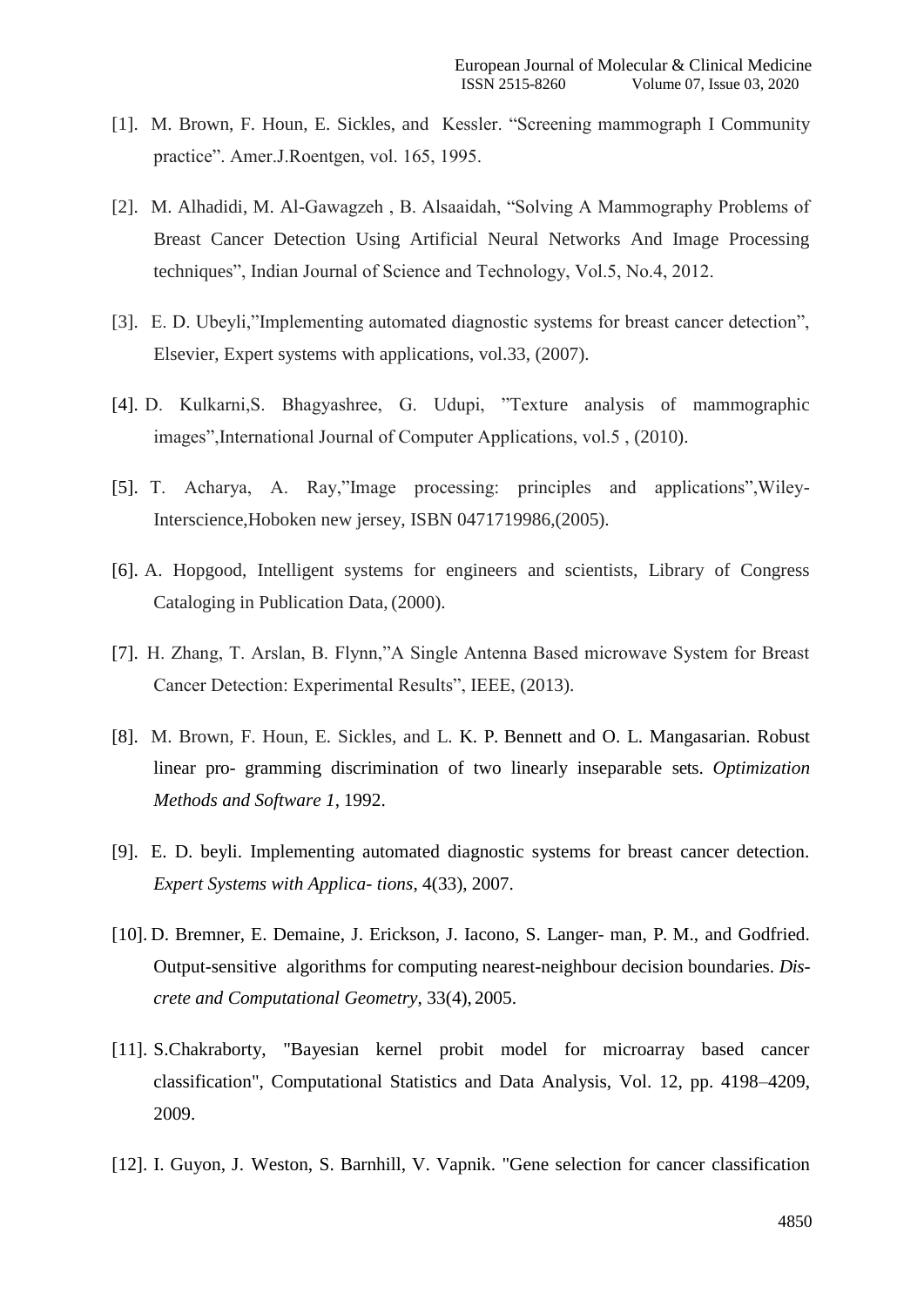[1]. M. Brown, F. Houn, E. Sickles, and Kessler. “Screening mammograph I Community practice”. Amer.J.Roentgen, vol. 165, 1995.

[2]. M. Alhadidi, M. Al-Gawagzeh , B. Alsaaidah, “Solving A Mammography Problems of Breast Cancer Detection Using Artificial Neural Networks And Image Processing techniques”, Indian Journal of Science and Technology, Vol.5, No.4, 2012.

[3]. E. D. Ubeyli,”Implementing automated diagnostic systems for breast cancer detection”, Elsevier, Expert systems with applications, vol.33, (2007).

[4]. D. Kulkarni,S. Bhagyashree, G. Udupi, ”Texture analysis of mammographic images”,International Journal of Computer Applications, vol.5 , (2010).

[5]. T. Acharya, A. Ray,”Image processing: principles and applications”,Wiley-Interscience,Hoboken new jersey, ISBN 0471719986,(2005).

[6]. A. Hopgood, Intelligent systems for engineers and scientists, Library of Congress Cataloging in Publication Data, (2000).

[7]. H. Zhang, T. Arslan, B. Flynn,”A Single Antenna Based microwave System for Breast Cancer Detection: Experimental Results”, IEEE, (2013).

[8]. M. Brown, F. Houn, E. Sickles, and L. K. P. Bennett and O. L. Mangasarian. Robust linear pro- gramming discrimination of two linearly inseparable sets. *Optimization Methods and Software 1*, 1992.

[9]. E. D. beyli. Implementing automated diagnostic systems for breast cancer detection. *Expert Systems with Applica- tions*, 4(33), 2007.

[10]. D. Bremner, E. Demaine, J. Erickson, J. Iacono, S. Langer- man, P. M., and Godfried. Output-sensitive algorithms for computing nearest-neighbour decision boundaries. *Dis- crete and Computational Geometry*, 33(4), 2005.

[11]. S.Chakraborty, "Bayesian kernel probit model for microarray based cancer classification", Computational Statistics and Data Analysis, Vol. 12, pp. 4198–4209, 2009.

[12]. I. Guyon, J. Weston, S. Barnhill, V. Vapnik. "Gene selection for cancer classification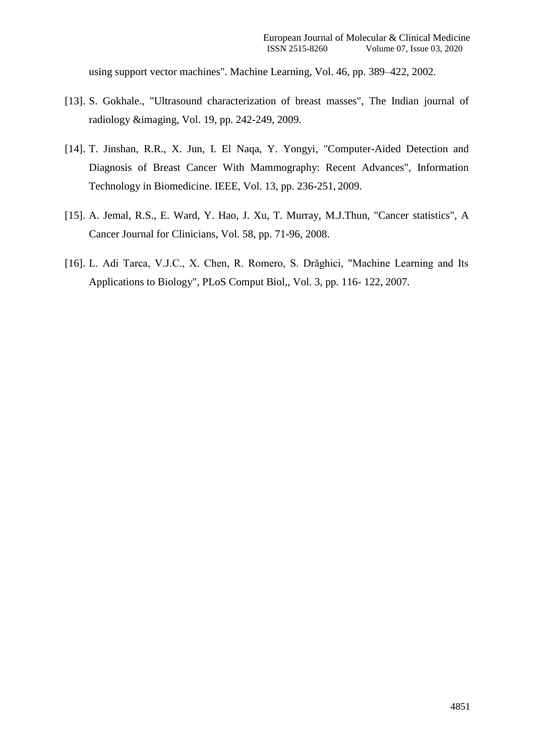using support vector machines". Machine Learning, Vol. 46, pp. 389–422, 2002.

[13]. S. Gokhale., "Ultrasound characterization of breast masses", The Indian journal of radiology &imaging, Vol. 19, pp. 242-249, 2009.

[14]. T. Jinshan, R.R., X. Jun, I. El Naqa, Y. Yongyi, "Computer-Aided Detection and Diagnosis of Breast Cancer With Mammography: Recent Advances", Information Technology in Biomedicine. IEEE, Vol. 13, pp. 236-251, 2009.

[15]. A. Jemal, R.S., E. Ward, Y. Hao, J. Xu, T. Murray, M.J.Thun, "Cancer statistics", A Cancer Journal for Clinicians, Vol. 58, pp. 71-96, 2008.

[16]. L. Adi Tarca, V.J.C., X. Chen, R. Romero, S. Drăghici, "Machine Learning and Its Applications to Biology", PLoS Comput Biol,, Vol. 3, pp. 116- 122, 2007.